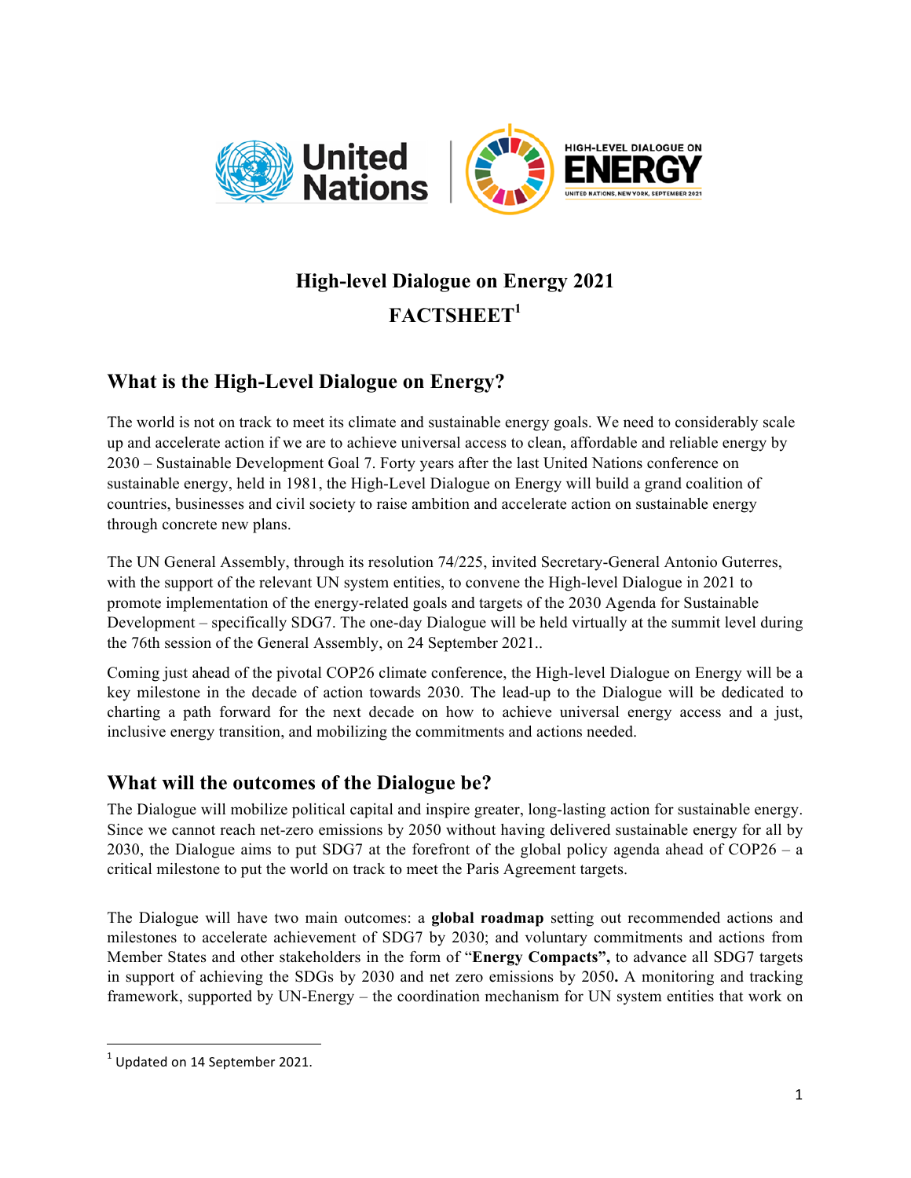# High-level Dialogue on Energy 2021

# FACTSHEET[1]

## What is the High-Level Dialogue on Energy?

The world is not on track to meet its climate and sustainable energy goals. We need to considerably scale up and accelerate action if we are to achieve universal access to clean, affordable and reliable energy by 2030 – Sustainable Development Goal 7. Forty years after the last United Nations conference on sustainable energy, held in 1981, the High-Level Dialogue on Energy will build a grand coalition of countries, businesses and civil society to raise ambition and accelerate action on sustainable energy through concrete new plans.

The UN General Assembly, through its resolution 74/225, invited Secretary-General Antonio Guterres, with the support of the relevant UN system entities, to convene the High-level Dialogue in 2021 to promote implementation of the energy-related goals and targets of the 2030 Agenda for Sustainable Development – specifically SDG7. The one-day Dialogue will be held virtually at the summit level during the 76th session of the General Assembly, on 24 September 2021..

Coming just ahead of the pivotal COP26 climate conference, the High-level Dialogue on Energy will be a key milestone in the decade of action towards 2030. The lead-up to the Dialogue will be dedicated to charting a path forward for the next decade on how to achieve universal energy access and a just, inclusive energy transition, and mobilizing the commitments and actions needed.

## What will the outcomes of the Dialogue be?

The Dialogue will mobilize political capital and inspire greater, long-lasting action for sustainable energy. Since we cannot reach net-zero emissions by 2050 without having delivered sustainable energy for all by 2030, the Dialogue aims to put SDG7 at the forefront of the global policy agenda ahead of COP26 – a critical milestone to put the world on track to meet the Paris Agreement targets.

The Dialogue will have two main outcomes: a **global roadmap** setting out recommended actions and milestones to accelerate achievement of SDG7 by 2030; and voluntary commitments and actions from Member States and other stakeholders in the form of "**Energy Compacts",** to advance all SDG7 targets in support of achieving the SDGs by 2030 and net zero emissions by 2050**.** A monitoring and tracking framework, supported by UN-Energy – the coordination mechanism for UN system entities that work on

[1] Updated on 14 September 2021.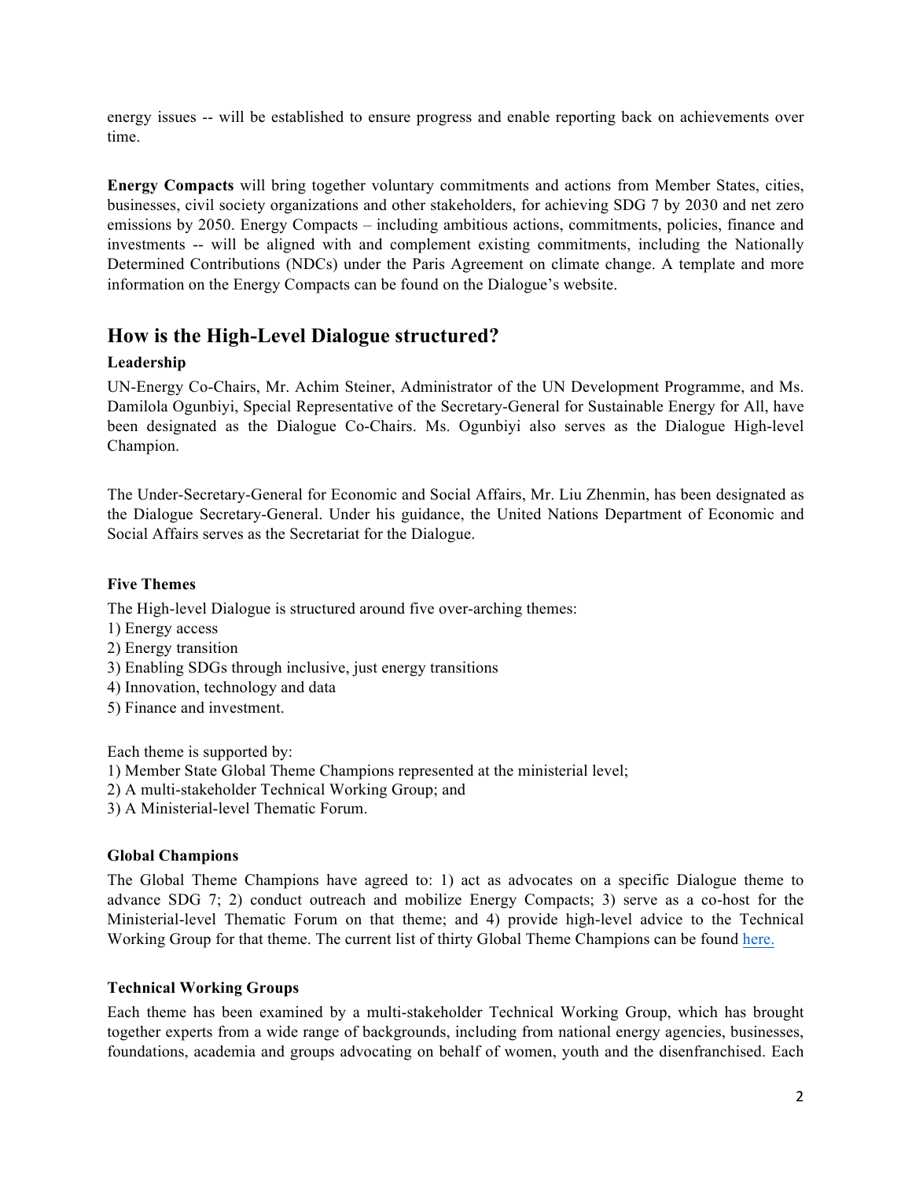energy issues -- will be established to ensure progress and enable reporting back on achievements over time.

**Energy Compacts** will bring together voluntary commitments and actions from Member States, cities, businesses, civil society organizations and other stakeholders, for achieving SDG 7 by 2030 and net zero emissions by 2050. Energy Compacts – including ambitious actions, commitments, policies, finance and investments -- will be aligned with and complement existing commitments, including the Nationally Determined Contributions (NDCs) under the Paris Agreement on climate change. A template and more information on the Energy Compacts can be found on the Dialogue's website.

## How is the High-Level Dialogue structured?

### Leadership

UN-Energy Co-Chairs, Mr. Achim Steiner, Administrator of the UN Development Programme, and Ms. Damilola Ogunbiyi, Special Representative of the Secretary-General for Sustainable Energy for All, have been designated as the Dialogue Co-Chairs. Ms. Ogunbiyi also serves as the Dialogue High-level Champion.

The Under-Secretary-General for Economic and Social Affairs, Mr. Liu Zhenmin, has been designated as the Dialogue Secretary-General. Under his guidance, the United Nations Department of Economic and Social Affairs serves as the Secretariat for the Dialogue.

### Five Themes

The High-level Dialogue is structured around five over-arching themes:

1) Energy access
2) Energy transition
3) Enabling SDGs through inclusive, just energy transitions
4) Innovation, technology and data
5) Finance and investment.

Each theme is supported by:

1) Member State Global Theme Champions represented at the ministerial level;
2) A multi-stakeholder Technical Working Group; and
3) A Ministerial-level Thematic Forum.

### Global Champions

The Global Theme Champions have agreed to: 1) act as advocates on a specific Dialogue theme to advance SDG 7; 2) conduct outreach and mobilize Energy Compacts; 3) serve as a co-host for the Ministerial-level Thematic Forum on that theme; and 4) provide high-level advice to the Technical Working Group for that theme. The current list of thirty Global Theme Champions can be found here.

### Technical Working Groups

Each theme has been examined by a multi-stakeholder Technical Working Group, which has brought together experts from a wide range of backgrounds, including from national energy agencies, businesses, foundations, academia and groups advocating on behalf of women, youth and the disenfranchised. Each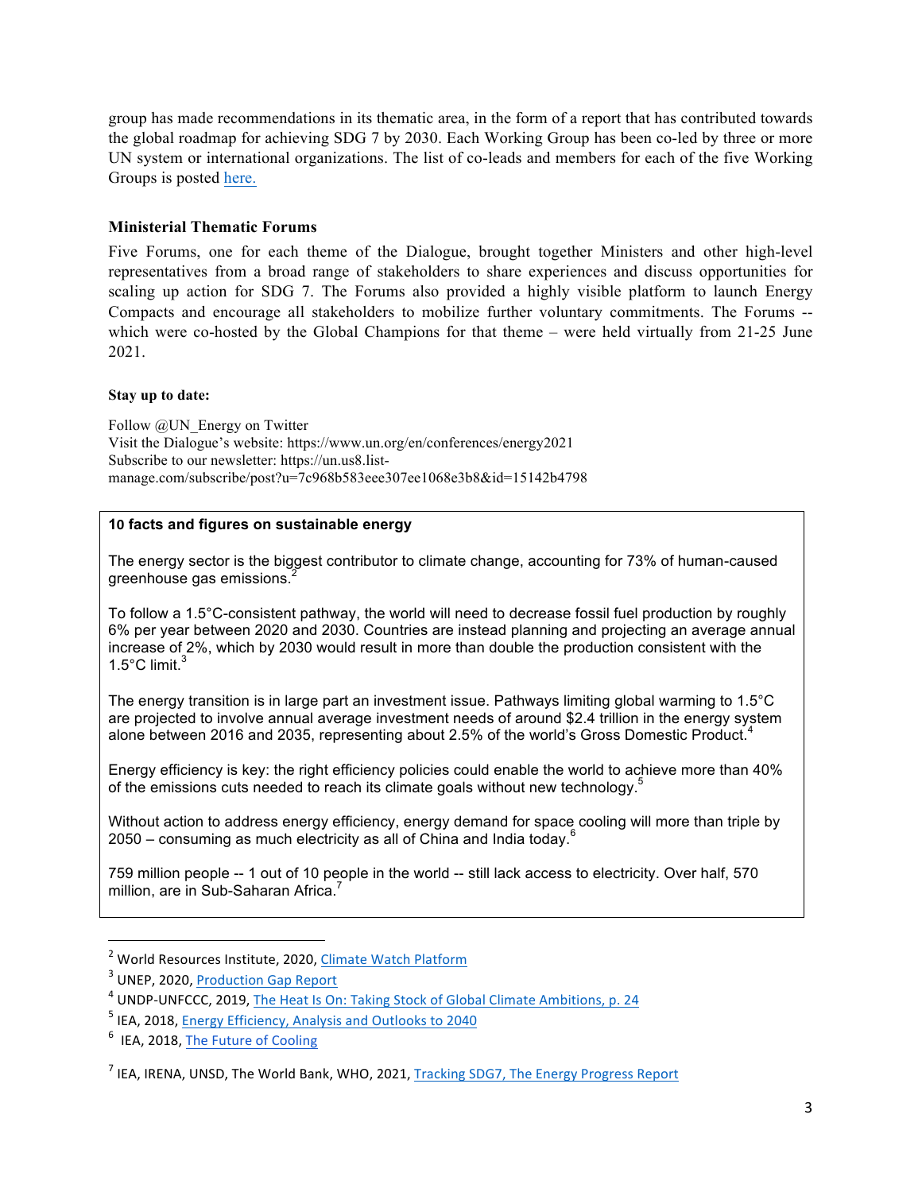group has made recommendations in its thematic area, in the form of a report that has contributed towards the global roadmap for achieving SDG 7 by 2030. Each Working Group has been co-led by three or more UN system or international organizations. The list of co-leads and members for each of the five Working Groups is posted [here.](#)

### Ministerial Thematic Forums

Five Forums, one for each theme of the Dialogue, brought together Ministers and other high-level representatives from a broad range of stakeholders to share experiences and discuss opportunities for scaling up action for SDG 7. The Forums also provided a highly visible platform to launch Energy Compacts and encourage all stakeholders to mobilize further voluntary commitments. The Forums -- which were co-hosted by the Global Champions for that theme – were held virtually from 21-25 June 2021.

**Stay up to date:**

Follow @UN_Energy on Twitter
Visit the Dialogue's website: https://www.un.org/en/conferences/energy2021
Subscribe to our newsletter: https://un.us8.list-manage.com/subscribe/post?u=7c968b583eee307ee1068e3b8&id=15142b4798

**10 facts and figures on sustainable energy**

The energy sector is the biggest contributor to climate change, accounting for 73% of human-caused greenhouse gas emissions.[2]

To follow a 1.5°C-consistent pathway, the world will need to decrease fossil fuel production by roughly 6% per year between 2020 and 2030. Countries are instead planning and projecting an average annual increase of 2%, which by 2030 would result in more than double the production consistent with the 1.5°C limit.[3]

The energy transition is in large part an investment issue. Pathways limiting global warming to 1.5°C are projected to involve annual average investment needs of around $2.4 trillion in the energy system alone between 2016 and 2035, representing about 2.5% of the world's Gross Domestic Product.[4]

Energy efficiency is key: the right efficiency policies could enable the world to achieve more than 40% of the emissions cuts needed to reach its climate goals without new technology.[5]

Without action to address energy efficiency, energy demand for space cooling will more than triple by 2050 – consuming as much electricity as all of China and India today.[6]

759 million people -- 1 out of 10 people in the world -- still lack access to electricity. Over half, 570 million, are in Sub-Saharan Africa.[7]

---

[2] World Resources Institute, 2020, Climate Watch Platform

[3] UNEP, 2020, Production Gap Report

[4] UNDP-UNFCCC, 2019, The Heat Is On: Taking Stock of Global Climate Ambitions, p. 24

[5] IEA, 2018, Energy Efficiency, Analysis and Outlooks to 2040

[6] IEA, 2018, The Future of Cooling

[7] IEA, IRENA, UNSD, The World Bank, WHO, 2021, Tracking SDG7, The Energy Progress Report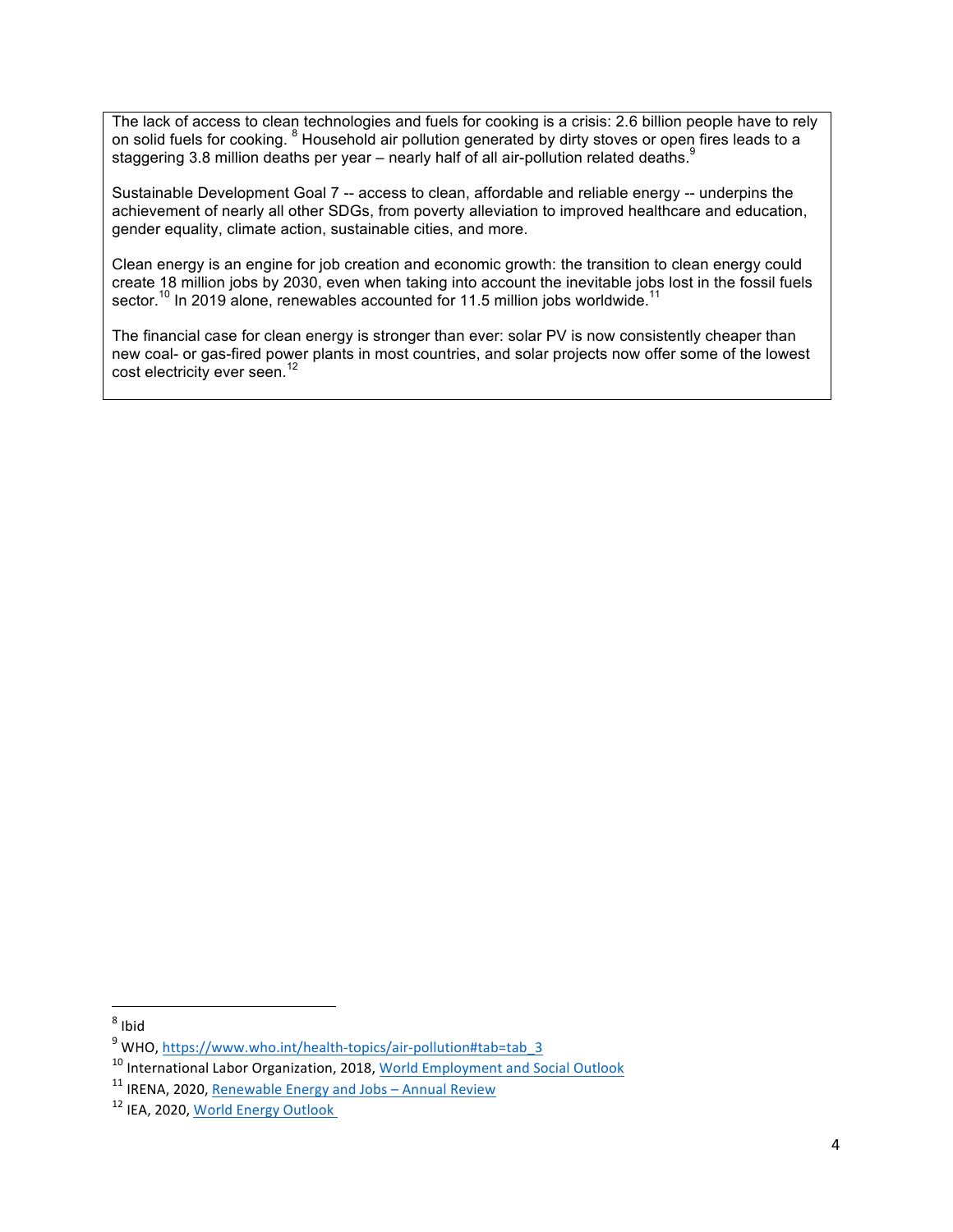The lack of access to clean technologies and fuels for cooking is a crisis: 2.6 billion people have to rely on solid fuels for cooking. [8] Household air pollution generated by dirty stoves or open fires leads to a staggering 3.8 million deaths per year – nearly half of all air-pollution related deaths.[9]

Sustainable Development Goal 7 -- access to clean, affordable and reliable energy -- underpins the achievement of nearly all other SDGs, from poverty alleviation to improved healthcare and education, gender equality, climate action, sustainable cities, and more.

Clean energy is an engine for job creation and economic growth: the transition to clean energy could create 18 million jobs by 2030, even when taking into account the inevitable jobs lost in the fossil fuels sector.[10] In 2019 alone, renewables accounted for 11.5 million jobs worldwide.[11]

The financial case for clean energy is stronger than ever: solar PV is now consistently cheaper than new coal- or gas-fired power plants in most countries, and solar projects now offer some of the lowest cost electricity ever seen.[12]

---

[8] Ibid

[9] WHO, https://www.who.int/health-topics/air-pollution#tab=tab_3

[10] International Labor Organization, 2018, World Employment and Social Outlook

[11] IRENA, 2020, Renewable Energy and Jobs – Annual Review

[12] IEA, 2020, World Energy Outlook